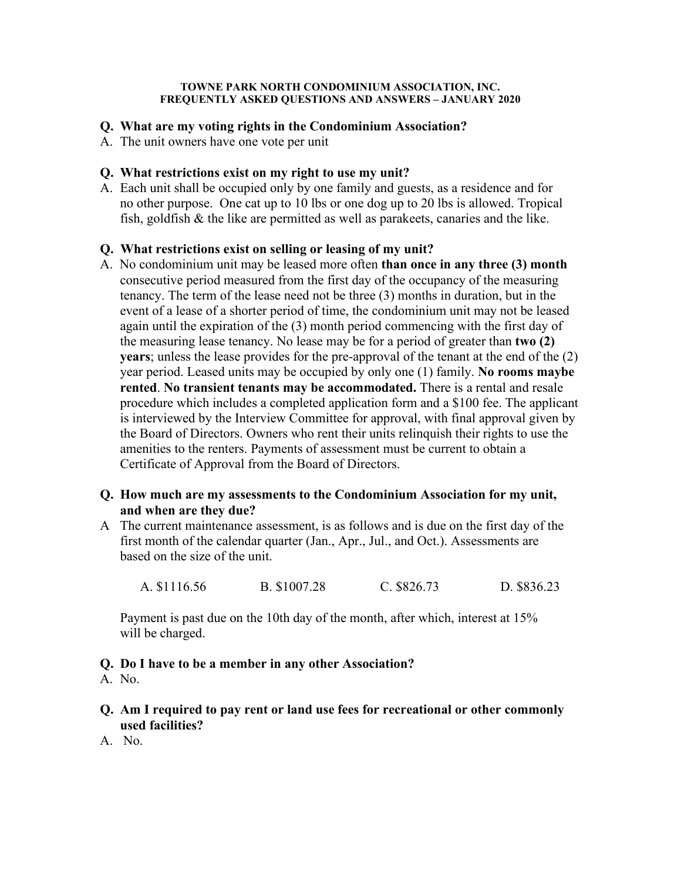**TOWNE PARK NORTH CONDOMINIUM ASSOCIATION, INC.**
**FREQUENTLY ASKED QUESTIONS AND ANSWERS – JANUARY 2020**

**Q. What are my voting rights in the Condominium Association?**

A. The unit owners have one vote per unit

**Q. What restrictions exist on my right to use my unit?**

A. Each unit shall be occupied only by one family and guests, as a residence and for no other purpose. One cat up to 10 lbs or one dog up to 20 lbs is allowed. Tropical fish, goldfish & the like are permitted as well as parakeets, canaries and the like.

**Q. What restrictions exist on selling or leasing of my unit?**

A. No condominium unit may be leased more often **than once in any three (3) month** consecutive period measured from the first day of the occupancy of the measuring tenancy. The term of the lease need not be three (3) months in duration, but in the event of a lease of a shorter period of time, the condominium unit may not be leased again until the expiration of the (3) month period commencing with the first day of the measuring lease tenancy. No lease may be for a period of greater than **two (2) years**; unless the lease provides for the pre-approval of the tenant at the end of the (2) year period. Leased units may be occupied by only one (1) family. **No rooms maybe rented**. **No transient tenants may be accommodated.** There is a rental and resale procedure which includes a completed application form and a $100 fee. The applicant is interviewed by the Interview Committee for approval, with final approval given by the Board of Directors. Owners who rent their units relinquish their rights to use the amenities to the renters. Payments of assessment must be current to obtain a Certificate of Approval from the Board of Directors.

**Q. How much are my assessments to the Condominium Association for my unit, and when are they due?**

A The current maintenance assessment, is as follows and is due on the first day of the first month of the calendar quarter (Jan., Apr., Jul., and Oct.). Assessments are based on the size of the unit.

A. $1116.56 B. $1007.28 C. $826.73 D. $836.23

Payment is past due on the 10th day of the month, after which, interest at 15% will be charged.

**Q. Do I have to be a member in any other Association?**

A. No.

**Q. Am I required to pay rent or land use fees for recreational or other commonly used facilities?**

A. No.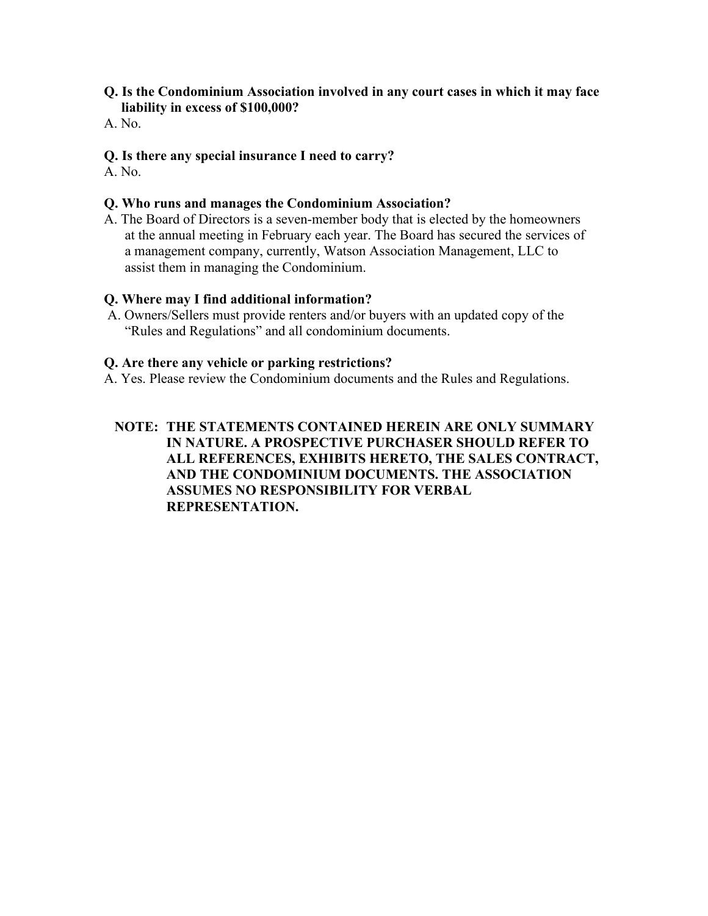**Q. Is the Condominium Association involved in any court cases in which it may face liability in excess of $100,000?**

A. No.

**Q. Is there any special insurance I need to carry?**

A. No.

**Q. Who runs and manages the Condominium Association?**

A. The Board of Directors is a seven-member body that is elected by the homeowners at the annual meeting in February each year. The Board has secured the services of a management company, currently, Watson Association Management, LLC to assist them in managing the Condominium.

**Q. Where may I find additional information?**

A. Owners/Sellers must provide renters and/or buyers with an updated copy of the "Rules and Regulations" and all condominium documents.

**Q. Are there any vehicle or parking restrictions?**

A. Yes. Please review the Condominium documents and the Rules and Regulations.

**NOTE: THE STATEMENTS CONTAINED HEREIN ARE ONLY SUMMARY IN NATURE. A PROSPECTIVE PURCHASER SHOULD REFER TO ALL REFERENCES, EXHIBITS HERETO, THE SALES CONTRACT, AND THE CONDOMINIUM DOCUMENTS. THE ASSOCIATION ASSUMES NO RESPONSIBILITY FOR VERBAL REPRESENTATION.**